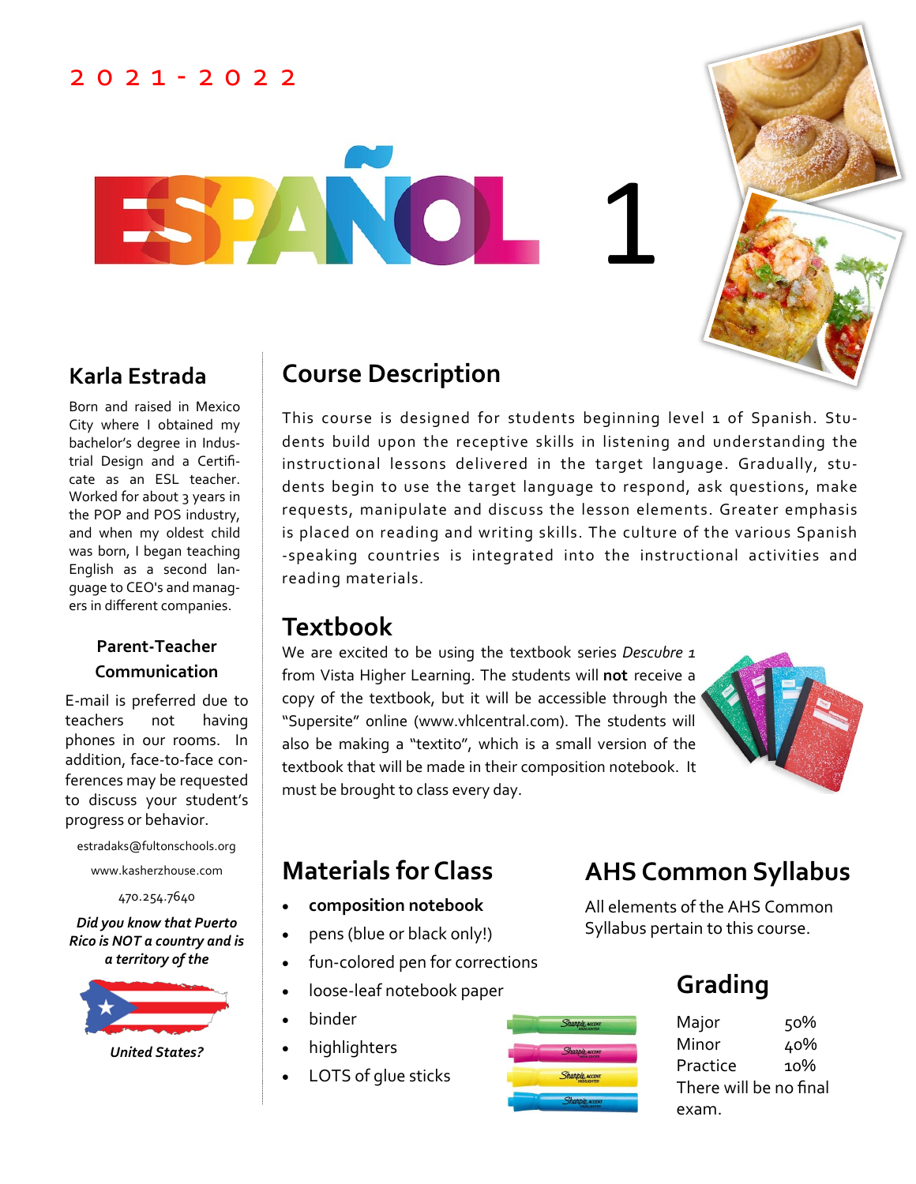2 0 2 1 - 2 0 2 2

# ESPAÑOL 1

## Karla Estrada

Born and raised in Mexico City where I obtained my bachelor's degree in Industrial Design and a Certificate as an ESL teacher. Worked for about 3 years in the POP and POS industry, and when my oldest child was born, I began teaching English as a second language to CEO's and managers in different companies.

### Parent-Teacher Communication

E-mail is preferred due to teachers not having phones in our rooms. In addition, face-to-face conferences may be requested to discuss your student's progress or behavior.

estradaks@fultonschools.org

www.kasherzhouse.com

470.254.7640

***Did you know that Puerto Rico is NOT a country and is a territory of the United States?***

## Course Description

This course is designed for students beginning level 1 of Spanish. Students build upon the receptive skills in listening and understanding the instructional lessons delivered in the target language. Gradually, students begin to use the target language to respond, ask questions, make requests, manipulate and discuss the lesson elements. Greater emphasis is placed on reading and writing skills. The culture of the various Spanish -speaking countries is integrated into the instructional activities and reading materials.

## Textbook

We are excited to be using the textbook series *Descubre 1* from Vista Higher Learning. The students will **not** receive a copy of the textbook, but it will be accessible through the "Supersite" online (www.vhlcentral.com). The students will also be making a "textito", which is a small version of the textbook that will be made in their composition notebook. It must be brought to class every day.

## Materials for Class

- **composition notebook**
- pens (blue or black only!)
- fun-colored pen for corrections
- loose-leaf notebook paper
- binder
- highlighters
- LOTS of glue sticks

## AHS Common Syllabus

All elements of the AHS Common Syllabus pertain to this course.

## Grading

| | |
|---|---|
| Major | 50% |
| Minor | 40% |
| Practice | 10% |

There will be no final exam.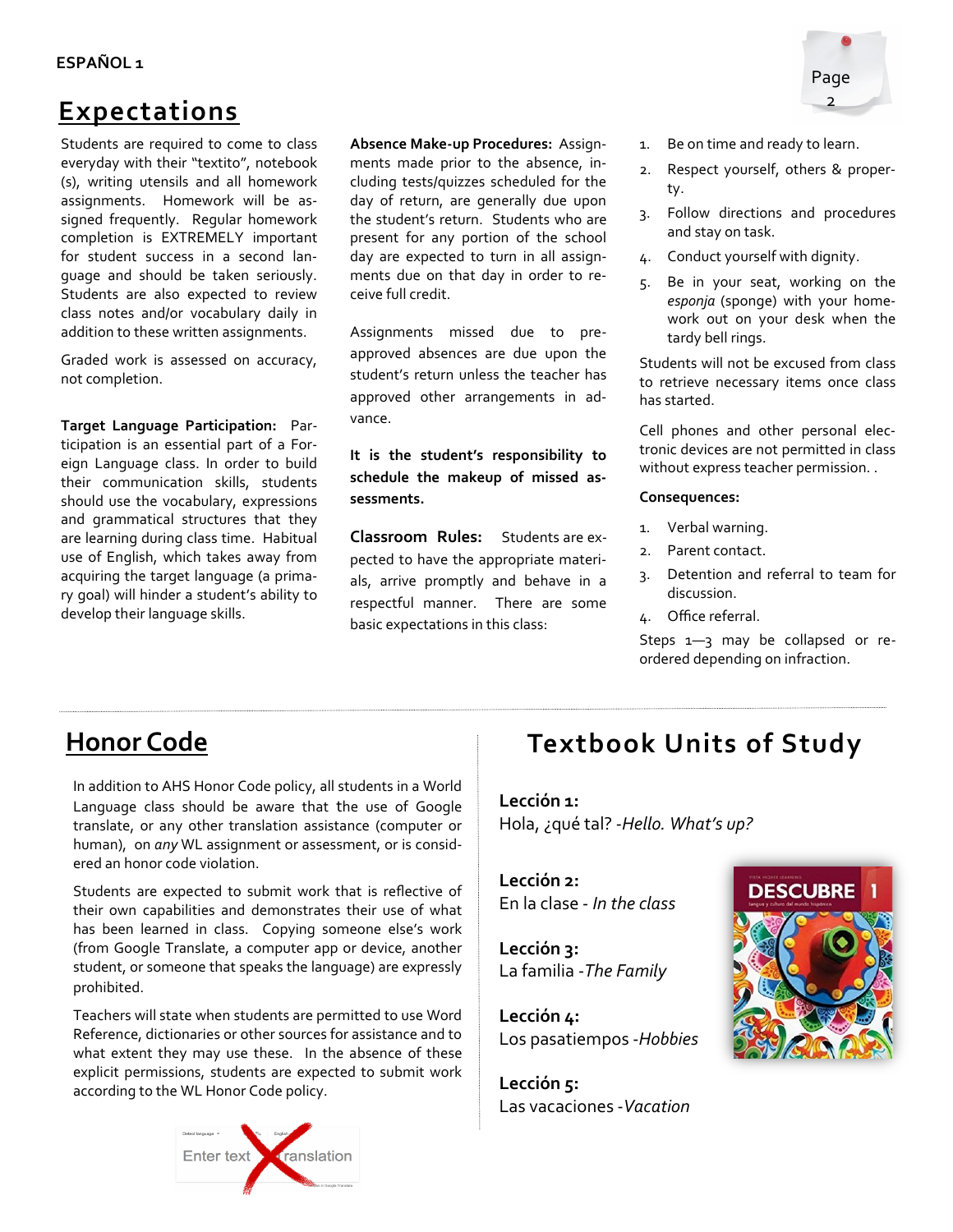## Expectations

Students are required to come to class everyday with their "textito", notebook (s), writing utensils and all homework assignments. Homework will be assigned frequently. Regular homework completion is EXTREMELY important for student success in a second language and should be taken seriously. Students are also expected to review class notes and/or vocabulary daily in addition to these written assignments.

Graded work is assessed on accuracy, not completion.

**Target Language Participation:** Participation is an essential part of a Foreign Language class. In order to build their communication skills, students should use the vocabulary, expressions and grammatical structures that they are learning during class time. Habitual use of English, which takes away from acquiring the target language (a primary goal) will hinder a student's ability to develop their language skills.

**Absence Make-up Procedures:** Assignments made prior to the absence, including tests/quizzes scheduled for the day of return, are generally due upon the student's return. Students who are present for any portion of the school day are expected to turn in all assignments due on that day in order to receive full credit.

Assignments missed due to pre-approved absences are due upon the student's return unless the teacher has approved other arrangements in advance.

**It is the student's responsibility to schedule the makeup of missed assessments.**

**Classroom Rules:** Students are expected to have the appropriate materials, arrive promptly and behave in a respectful manner. There are some basic expectations in this class:

1. Be on time and ready to learn.
2. Respect yourself, others & property.
3. Follow directions and procedures and stay on task.
4. Conduct yourself with dignity.
5. Be in your seat, working on the *esponja* (sponge) with your homework out on your desk when the tardy bell rings.

Students will not be excused from class to retrieve necessary items once class has started.

Cell phones and other personal electronic devices are not permitted in class without express teacher permission. .

**Consequences:**

1. Verbal warning.
2. Parent contact.
3. Detention and referral to team for discussion.
4. Office referral.

Steps 1—3 may be collapsed or reordered depending on infraction.

## Honor Code

In addition to AHS Honor Code policy, all students in a World Language class should be aware that the use of Google translate, or any other translation assistance (computer or human), on *any* WL assignment or assessment, or is considered an honor code violation.

Students are expected to submit work that is reflective of their own capabilities and demonstrates their use of what has been learned in class. Copying someone else's work (from Google Translate, a computer app or device, another student, or someone that speaks the language) are expressly prohibited.

Teachers will state when students are permitted to use Word Reference, dictionaries or other sources for assistance and to what extent they may use these. In the absence of these explicit permissions, students are expected to submit work according to the WL Honor Code policy.

## Textbook Units of Study

**Lección 1:**
Hola, ¿qué tal? -*Hello. What's up?*

**Lección 2:**
En la clase - *In the class*

**Lección 3:**
La familia -*The Family*

**Lección 4:**
Los pasatiempos -*Hobbies*

**Lección 5:**
Las vacaciones -*Vacation*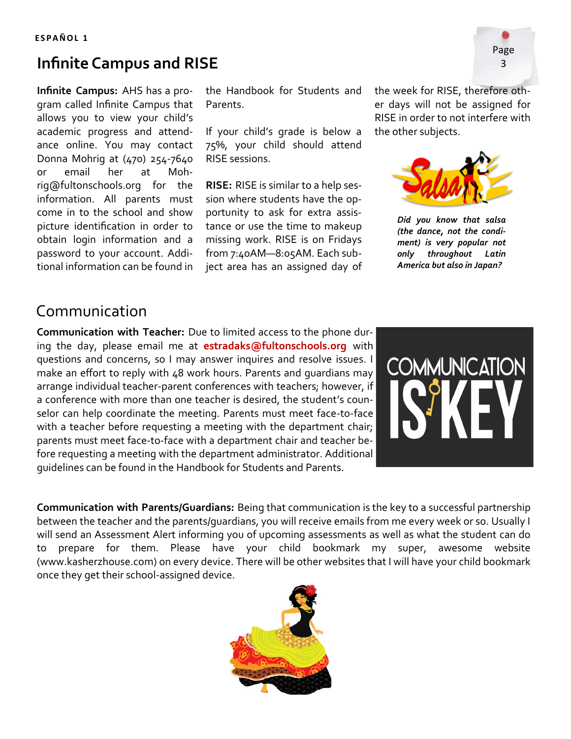## Infinite Campus and RISE

**Infinite Campus:** AHS has a program called Infinite Campus that allows you to view your child's academic progress and attendance online. You may contact Donna Mohrig at (470) 254-7640 or email her at Mohrig@fultonschools.org for the information. All parents must come in to the school and show picture identification in order to obtain login information and a password to your account. Additional information can be found in the Handbook for Students and Parents.

If your child's grade is below a 75%, your child should attend RISE sessions.

**RISE:** RISE is similar to a help session where students have the opportunity to ask for extra assistance or use the time to makeup missing work. RISE is on Fridays from 7:40AM—8:05AM. Each subject area has an assigned day of the week for RISE, therefore other days will not be assigned for RISE in order to not interfere with the other subjects.

***Did you know that salsa (the dance, not the condiment) is very popular not only throughout Latin America but also in Japan?***

## Communication

**Communication with Teacher:** Due to limited access to the phone during the day, please email me at **estradaks@fultonschools.org** with questions and concerns, so I may answer inquires and resolve issues. I make an effort to reply with 48 work hours. Parents and guardians may arrange individual teacher-parent conferences with teachers; however, if a conference with more than one teacher is desired, the student's counselor can help coordinate the meeting. Parents must meet face-to-face with a teacher before requesting a meeting with the department chair; parents must meet face-to-face with a department chair and teacher before requesting a meeting with the department administrator. Additional guidelines can be found in the Handbook for Students and Parents.

**Communication with Parents/Guardians:** Being that communication is the key to a successful partnership between the teacher and the parents/guardians, you will receive emails from me every week or so. Usually I will send an Assessment Alert informing you of upcoming assessments as well as what the student can do to prepare for them. Please have your child bookmark my super, awesome website (www.kasherzhouse.com) on every device. There will be other websites that I will have your child bookmark once they get their school-assigned device.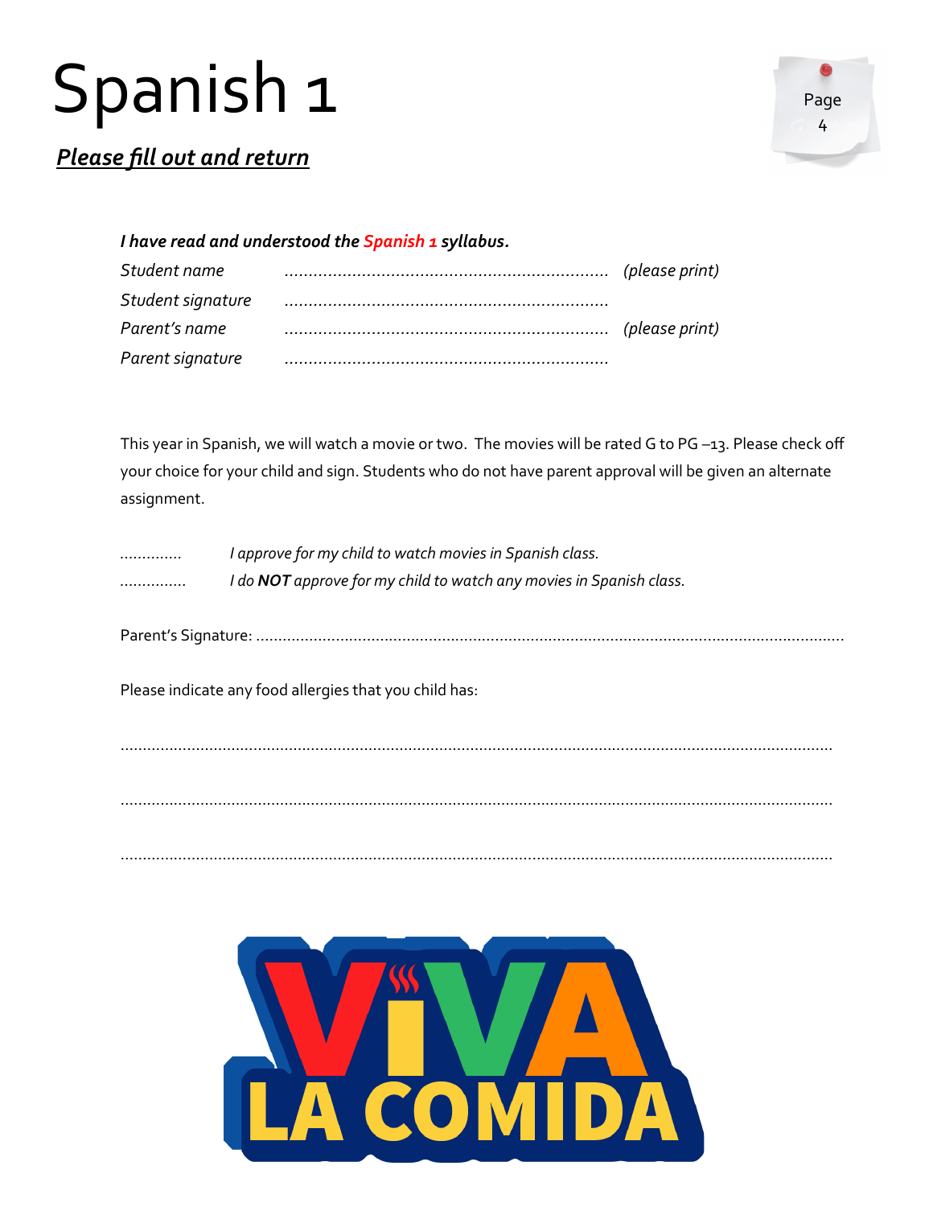# Spanish 1

***Please fill out and return***

***I have read and understood the Spanish 1 syllabus.***

*Student name* .................................................................... *(please print)*

*Student signature* ....................................................................

*Parent's name* .................................................................... *(please print)*

*Parent signature* ....................................................................

This year in Spanish, we will watch a movie or two. The movies will be rated G to PG –13. Please check off your choice for your child and sign. Students who do not have parent approval will be given an alternate assignment.

.............. *I approve for my child to watch movies in Spanish class.*

............... *I do **NOT** approve for my child to watch any movies in Spanish class.*

Parent's Signature: ....................................................................................................................................

Please indicate any food allergies that you child has:

.......................................................................................................................................................

.......................................................................................................................................................

.......................................................................................................................................................

VIVA LA COMIDA